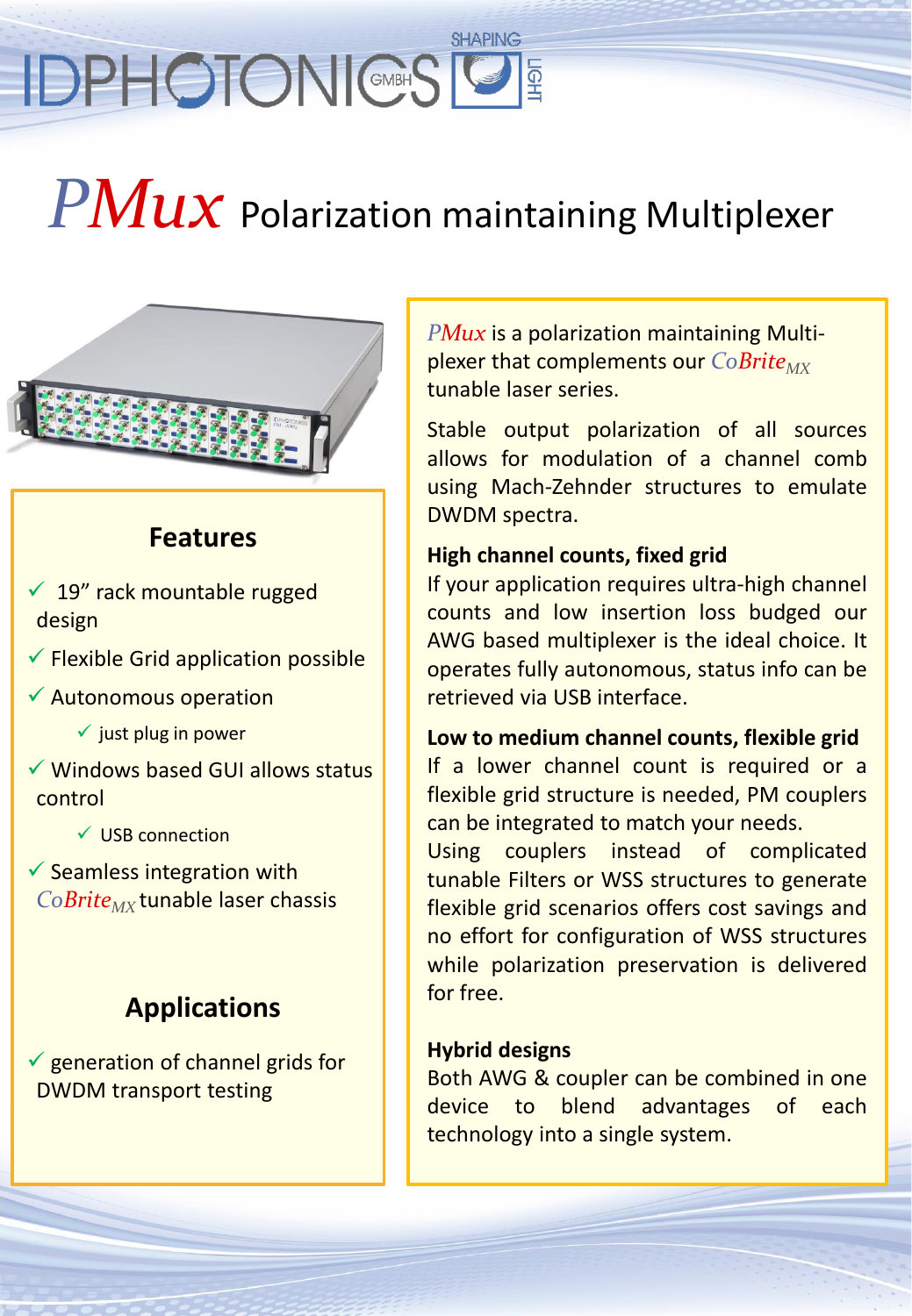# *PMux* Polarization maintaining Multiplexer

*PMux* is a polarization maintaining Multi-plexer that complements our *CoBrite*$_{MX}$ tunable laser series.

Stable output polarization of all sources allows for modulation of a channel comb using Mach-Zehnder structures to emulate DWDM spectra.

**High channel counts, fixed grid**
If your application requires ultra-high channel counts and low insertion loss budged our AWG based multiplexer is the ideal choice. It operates fully autonomous, status info can be retrieved via USB interface.

**Low to medium channel counts, flexible grid**
If a lower channel count is required or a flexible grid structure is needed, PM couplers can be integrated to match your needs.
Using couplers instead of complicated tunable Filters or WSS structures to generate flexible grid scenarios offers cost savings and no effort for configuration of WSS structures while polarization preservation is delivered for free.

**Hybrid designs**
Both AWG & coupler can be combined in one device to blend advantages of each technology into a single system.

## Features

- ✓ 19" rack mountable rugged design
- ✓ Flexible Grid application possible
- ✓ Autonomous operation
  - ✓ just plug in power
- ✓ Windows based GUI allows status control
  - ✓ USB connection
- ✓ Seamless integration with *CoBrite*$_{MX}$ tunable laser chassis

## Applications

- ✓ generation of channel grids for DWDM transport testing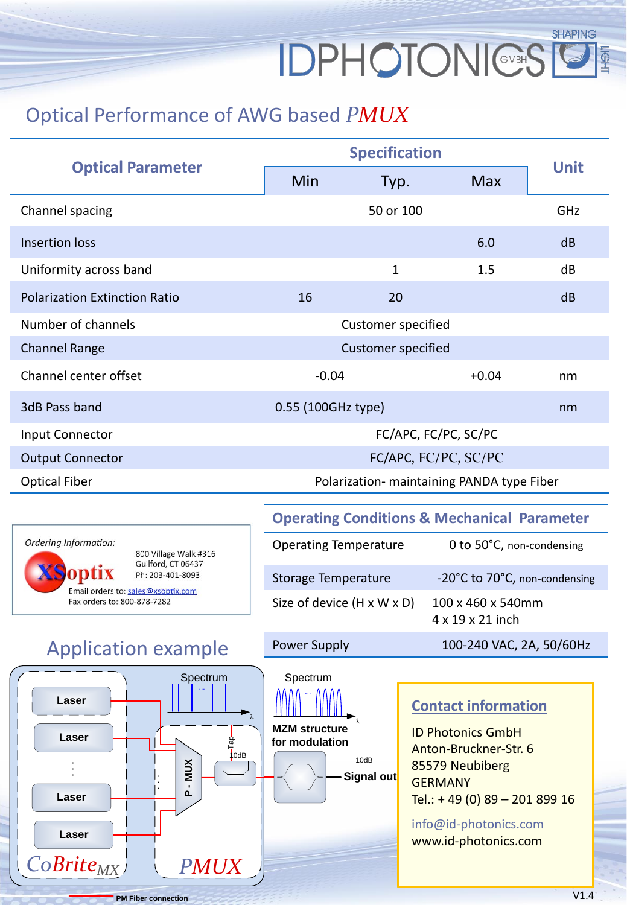## Optical Performance of AWG based *PMUX*

| Optical Parameter | Specification | | | Unit |
|---|---|---|---|---|
| | Min | Typ. | Max | |
| Channel spacing | | 50 or 100 | | GHz |
| Insertion loss | | | 6.0 | dB |
| Uniformity across band | | 1 | 1.5 | dB |
| Polarization Extinction Ratio | 16 | 20 | | dB |
| Number of channels | | Customer specified | | |
| Channel Range | | Customer specified | | |
| Channel center offset | -0.04 | | +0.04 | nm |
| 3dB Pass band | 0.55 (100GHz type) | | | nm |
| Input Connector | FC/APC, FC/PC, SC/PC | | | |
| Output Connector | FC/APC, FC/PC, SC/PC | | | |
| Optical Fiber | Polarization- maintaining PANDA type Fiber | | | |

### Operating Conditions & Mechanical Parameter

| | |
|---|---|
| Operating Temperature | 0 to 50°C, non-condensing |
| Storage Temperature | -20°C to 70°C, non-condensing |
| Size of device (H x W x D) | 100 x 460 x 540mm<br>4 x 19 x 21 inch |
| Power Supply | 100-240 VAC, 2A, 50/60Hz |

*Ordering Information:*

XSoptix
800 Village Walk #316
Guilford, CT 06437
Ph: 203-401-8093
Email orders to: sales@xsoptix.com
Fax orders to: 800-878-7282

## Application example

Laser
Laser
Laser
Laser
*CoBrite*$_{MX}$
Spectrum
λ
P - MUX
Tap
10dB
*PMUX*
Spectrum
λ
MZM structure for modulation
10dB
Signal out
PM Fiber connection

### Contact information

ID Photonics GmbH
Anton-Bruckner-Str. 6
85579 Neubiberg
GERMANY
Tel.: + 49 (0) 89 – 201 899 16
info@id-photonics.com
www.id-photonics.com

V1.4